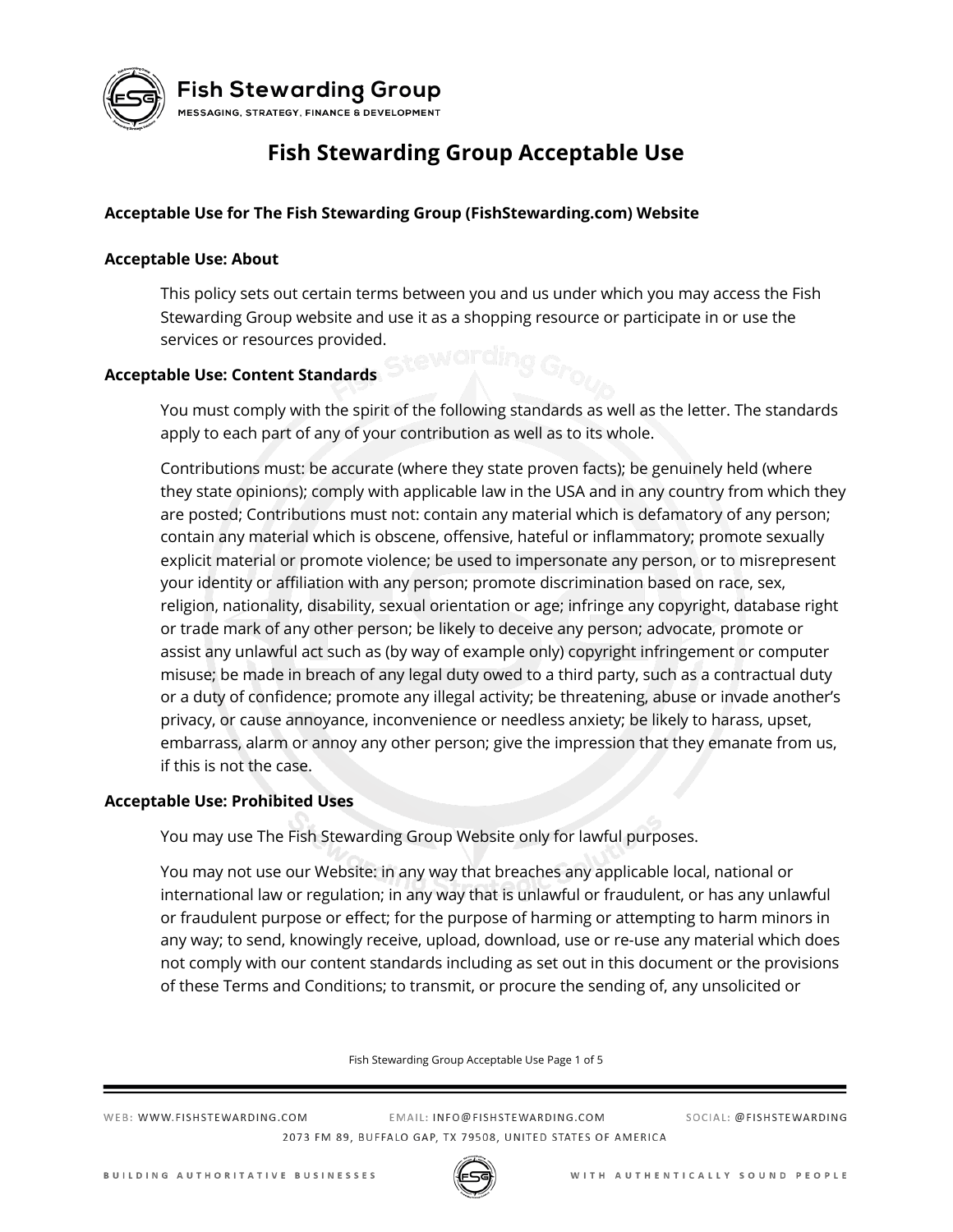# Fish Stewarding Group Acceptable Use

**Acceptable Use for The Fish Stewarding Group (FishStewarding.com) Website**

## Acceptable Use: About

This policy sets out certain terms between you and us under which you may access the Fish Stewarding Group website and use it as a shopping resource or participate in or use the services or resources provided.

## Acceptable Use: Content Standards

You must comply with the spirit of the following standards as well as the letter. The standards apply to each part of any of your contribution as well as to its whole.

Contributions must: be accurate (where they state proven facts); be genuinely held (where they state opinions); comply with applicable law in the USA and in any country from which they are posted; Contributions must not: contain any material which is defamatory of any person; contain any material which is obscene, offensive, hateful or inflammatory; promote sexually explicit material or promote violence; be used to impersonate any person, or to misrepresent your identity or affiliation with any person; promote discrimination based on race, sex, religion, nationality, disability, sexual orientation or age; infringe any copyright, database right or trade mark of any other person; be likely to deceive any person; advocate, promote or assist any unlawful act such as (by way of example only) copyright infringement or computer misuse; be made in breach of any legal duty owed to a third party, such as a contractual duty or a duty of confidence; promote any illegal activity; be threatening, abuse or invade another's privacy, or cause annoyance, inconvenience or needless anxiety; be likely to harass, upset, embarrass, alarm or annoy any other person; give the impression that they emanate from us, if this is not the case.

## Acceptable Use: Prohibited Uses

You may use The Fish Stewarding Group Website only for lawful purposes.

You may not use our Website: in any way that breaches any applicable local, national or international law or regulation; in any way that is unlawful or fraudulent, or has any unlawful or fraudulent purpose or effect; for the purpose of harming or attempting to harm minors in any way; to send, knowingly receive, upload, download, use or re-use any material which does not comply with our content standards including as set out in this document or the provisions of these Terms and Conditions; to transmit, or procure the sending of, any unsolicited or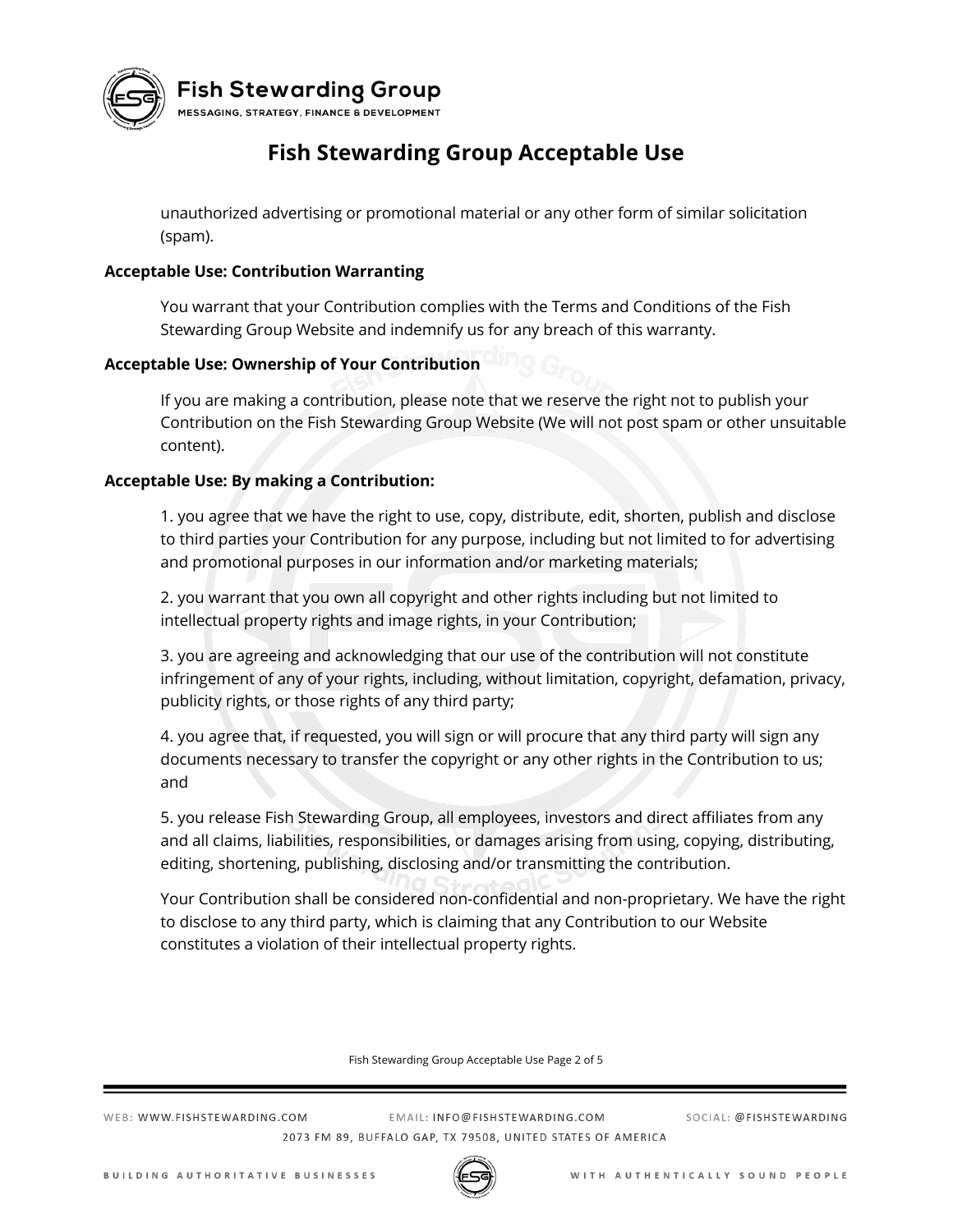unauthorized advertising or promotional material or any other form of similar solicitation (spam).

**Acceptable Use: Contribution Warranting**

You warrant that your Contribution complies with the Terms and Conditions of the Fish Stewarding Group Website and indemnify us for any breach of this warranty.

**Acceptable Use: Ownership of Your Contribution**

If you are making a contribution, please note that we reserve the right not to publish your Contribution on the Fish Stewarding Group Website (We will not post spam or other unsuitable content).

**Acceptable Use: By making a Contribution:**

1. you agree that we have the right to use, copy, distribute, edit, shorten, publish and disclose to third parties your Contribution for any purpose, including but not limited to for advertising and promotional purposes in our information and/or marketing materials;

2. you warrant that you own all copyright and other rights including but not limited to intellectual property rights and image rights, in your Contribution;

3. you are agreeing and acknowledging that our use of the contribution will not constitute infringement of any of your rights, including, without limitation, copyright, defamation, privacy, publicity rights, or those rights of any third party;

4. you agree that, if requested, you will sign or will procure that any third party will sign any documents necessary to transfer the copyright or any other rights in the Contribution to us; and

5. you release Fish Stewarding Group, all employees, investors and direct affiliates from any and all claims, liabilities, responsibilities, or damages arising from using, copying, distributing, editing, shortening, publishing, disclosing and/or transmitting the contribution.

Your Contribution shall be considered non-confidential and non-proprietary. We have the right to disclose to any third party, which is claiming that any Contribution to our Website constitutes a violation of their intellectual property rights.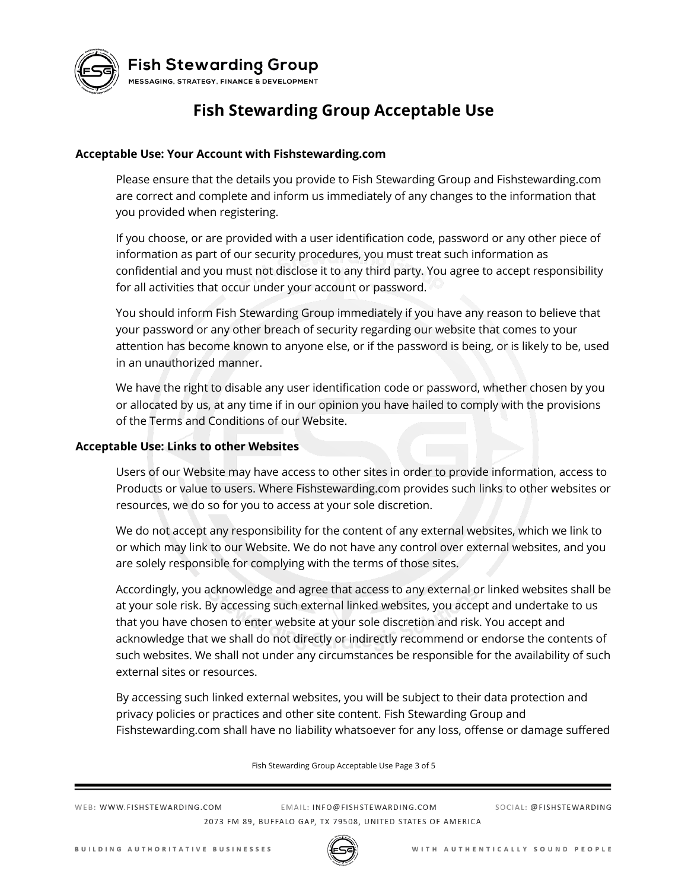# Fish Stewarding Group Acceptable Use

**Acceptable Use: Your Account with Fishstewarding.com**

Please ensure that the details you provide to Fish Stewarding Group and Fishstewarding.com are correct and complete and inform us immediately of any changes to the information that you provided when registering.

If you choose, or are provided with a user identification code, password or any other piece of information as part of our security procedures, you must treat such information as confidential and you must not disclose it to any third party. You agree to accept responsibility for all activities that occur under your account or password.

You should inform Fish Stewarding Group immediately if you have any reason to believe that your password or any other breach of security regarding our website that comes to your attention has become known to anyone else, or if the password is being, or is likely to be, used in an unauthorized manner.

We have the right to disable any user identification code or password, whether chosen by you or allocated by us, at any time if in our opinion you have hailed to comply with the provisions of the Terms and Conditions of our Website.

**Acceptable Use: Links to other Websites**

Users of our Website may have access to other sites in order to provide information, access to Products or value to users. Where Fishstewarding.com provides such links to other websites or resources, we do so for you to access at your sole discretion.

We do not accept any responsibility for the content of any external websites, which we link to or which may link to our Website. We do not have any control over external websites, and you are solely responsible for complying with the terms of those sites.

Accordingly, you acknowledge and agree that access to any external or linked websites shall be at your sole risk. By accessing such external linked websites, you accept and undertake to us that you have chosen to enter website at your sole discretion and risk. You accept and acknowledge that we shall do not directly or indirectly recommend or endorse the contents of such websites. We shall not under any circumstances be responsible for the availability of such external sites or resources.

By accessing such linked external websites, you will be subject to their data protection and privacy policies or practices and other site content. Fish Stewarding Group and Fishstewarding.com shall have no liability whatsoever for any loss, offense or damage suffered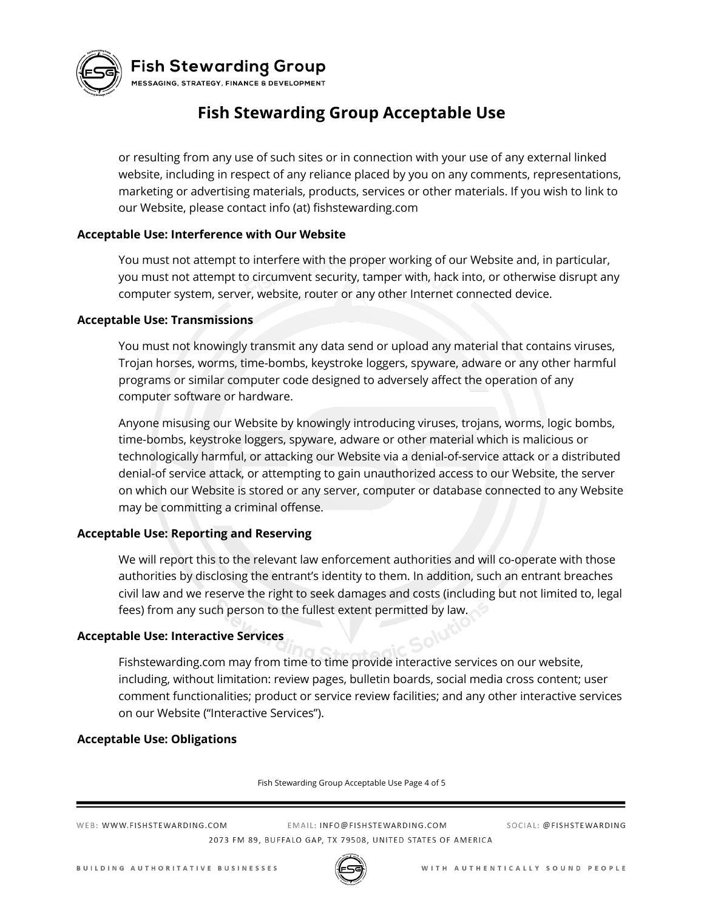or resulting from any use of such sites or in connection with your use of any external linked website, including in respect of any reliance placed by you on any comments, representations, marketing or advertising materials, products, services or other materials. If you wish to link to our Website, please contact info (at) fishstewarding.com

**Acceptable Use: Interference with Our Website**

You must not attempt to interfere with the proper working of our Website and, in particular, you must not attempt to circumvent security, tamper with, hack into, or otherwise disrupt any computer system, server, website, router or any other Internet connected device.

**Acceptable Use: Transmissions**

You must not knowingly transmit any data send or upload any material that contains viruses, Trojan horses, worms, time-bombs, keystroke loggers, spyware, adware or any other harmful programs or similar computer code designed to adversely affect the operation of any computer software or hardware.

Anyone misusing our Website by knowingly introducing viruses, trojans, worms, logic bombs, time-bombs, keystroke loggers, spyware, adware or other material which is malicious or technologically harmful, or attacking our Website via a denial-of-service attack or a distributed denial-of service attack, or attempting to gain unauthorized access to our Website, the server on which our Website is stored or any server, computer or database connected to any Website may be committing a criminal offense.

**Acceptable Use: Reporting and Reserving**

We will report this to the relevant law enforcement authorities and will co-operate with those authorities by disclosing the entrant's identity to them. In addition, such an entrant breaches civil law and we reserve the right to seek damages and costs (including but not limited to, legal fees) from any such person to the fullest extent permitted by law.

**Acceptable Use: Interactive Services**

Fishstewarding.com may from time to time provide interactive services on our website, including, without limitation: review pages, bulletin boards, social media cross content; user comment functionalities; product or service review facilities; and any other interactive services on our Website ("Interactive Services").

**Acceptable Use: Obligations**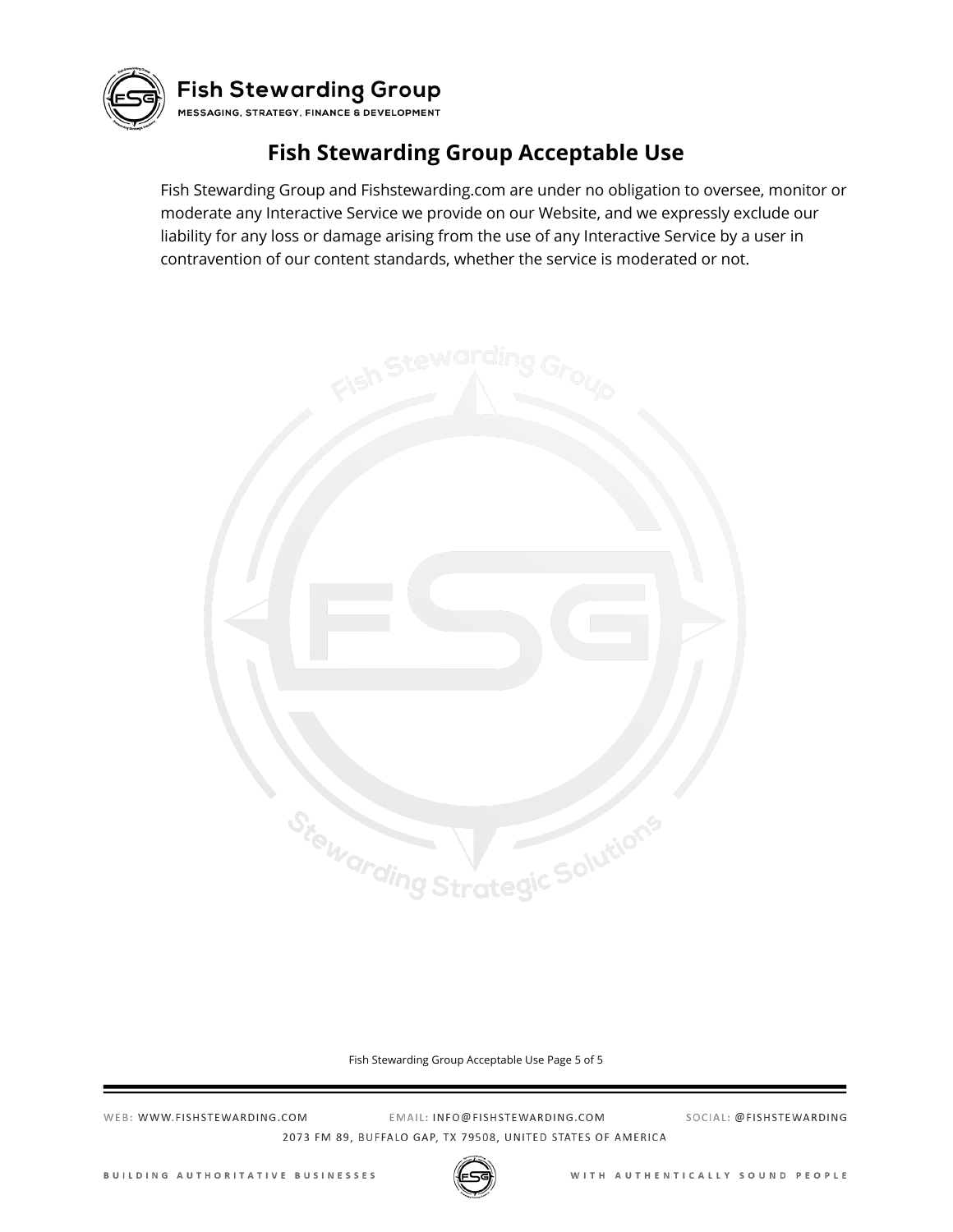# Fish Stewarding Group Acceptable Use

Fish Stewarding Group and Fishstewarding.com are under no obligation to oversee, monitor or moderate any Interactive Service we provide on our Website, and we expressly exclude our liability for any loss or damage arising from the use of any Interactive Service by a user in contravention of our content standards, whether the service is moderated or not.